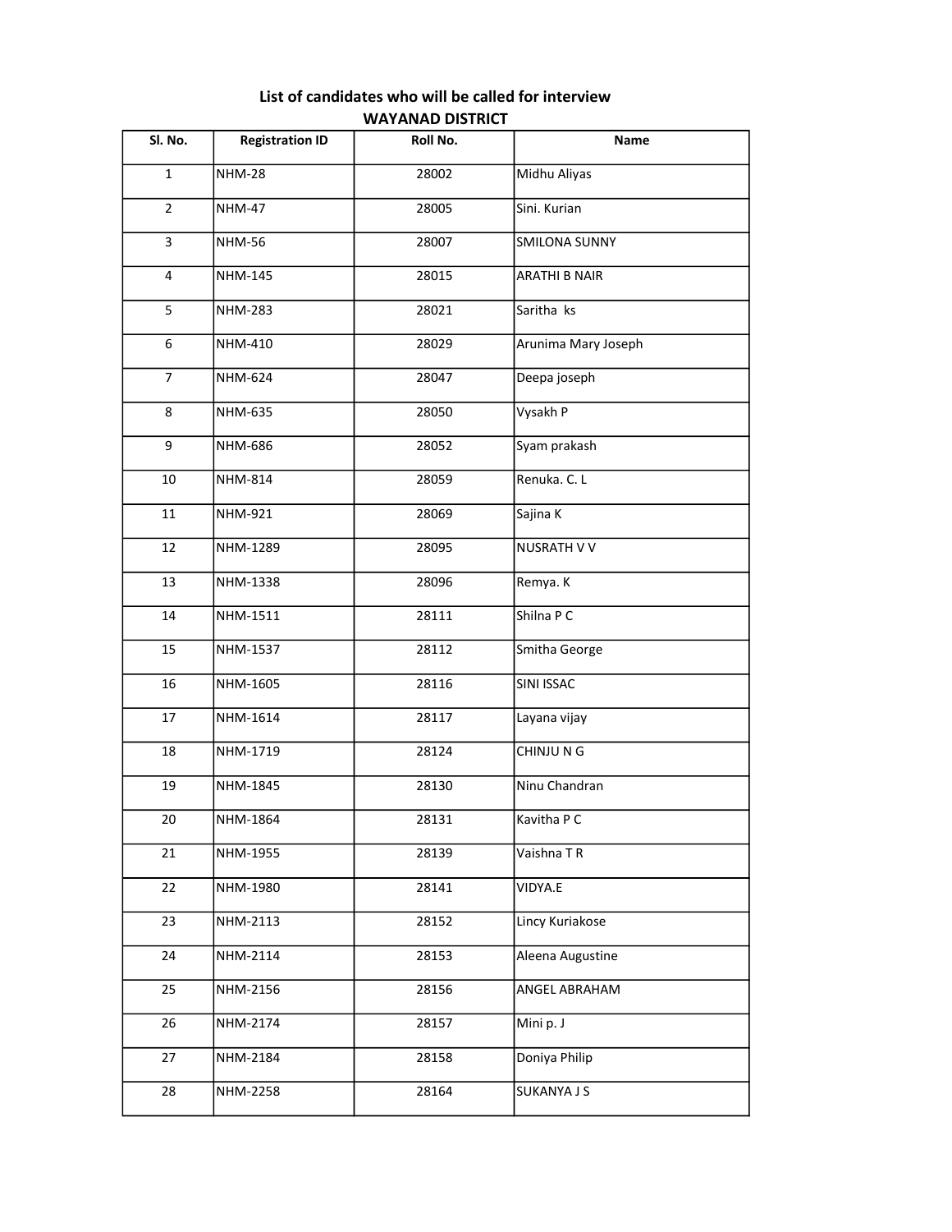## List of candidates who will be called for interview

### WAYANAD DISTRICT

| Sl. No. | Registration ID | Roll No. | Name |
|---|---|---|---|
| 1 | NHM-28 | 28002 | Midhu Aliyas |
| 2 | NHM-47 | 28005 | Sini. Kurian |
| 3 | NHM-56 | 28007 | SMILONA SUNNY |
| 4 | NHM-145 | 28015 | ARATHI B NAIR |
| 5 | NHM-283 | 28021 | Saritha ks |
| 6 | NHM-410 | 28029 | Arunima Mary Joseph |
| 7 | NHM-624 | 28047 | Deepa joseph |
| 8 | NHM-635 | 28050 | Vysakh P |
| 9 | NHM-686 | 28052 | Syam prakash |
| 10 | NHM-814 | 28059 | Renuka. C. L |
| 11 | NHM-921 | 28069 | Sajina K |
| 12 | NHM-1289 | 28095 | NUSRATH V V |
| 13 | NHM-1338 | 28096 | Remya. K |
| 14 | NHM-1511 | 28111 | Shilna P C |
| 15 | NHM-1537 | 28112 | Smitha George |
| 16 | NHM-1605 | 28116 | SINI ISSAC |
| 17 | NHM-1614 | 28117 | Layana vijay |
| 18 | NHM-1719 | 28124 | CHINJU N G |
| 19 | NHM-1845 | 28130 | Ninu Chandran |
| 20 | NHM-1864 | 28131 | Kavitha P C |
| 21 | NHM-1955 | 28139 | Vaishna T R |
| 22 | NHM-1980 | 28141 | VIDYA.E |
| 23 | NHM-2113 | 28152 | Lincy Kuriakose |
| 24 | NHM-2114 | 28153 | Aleena Augustine |
| 25 | NHM-2156 | 28156 | ANGEL ABRAHAM |
| 26 | NHM-2174 | 28157 | Mini p. J |
| 27 | NHM-2184 | 28158 | Doniya Philip |
| 28 | NHM-2258 | 28164 | SUKANYA J S |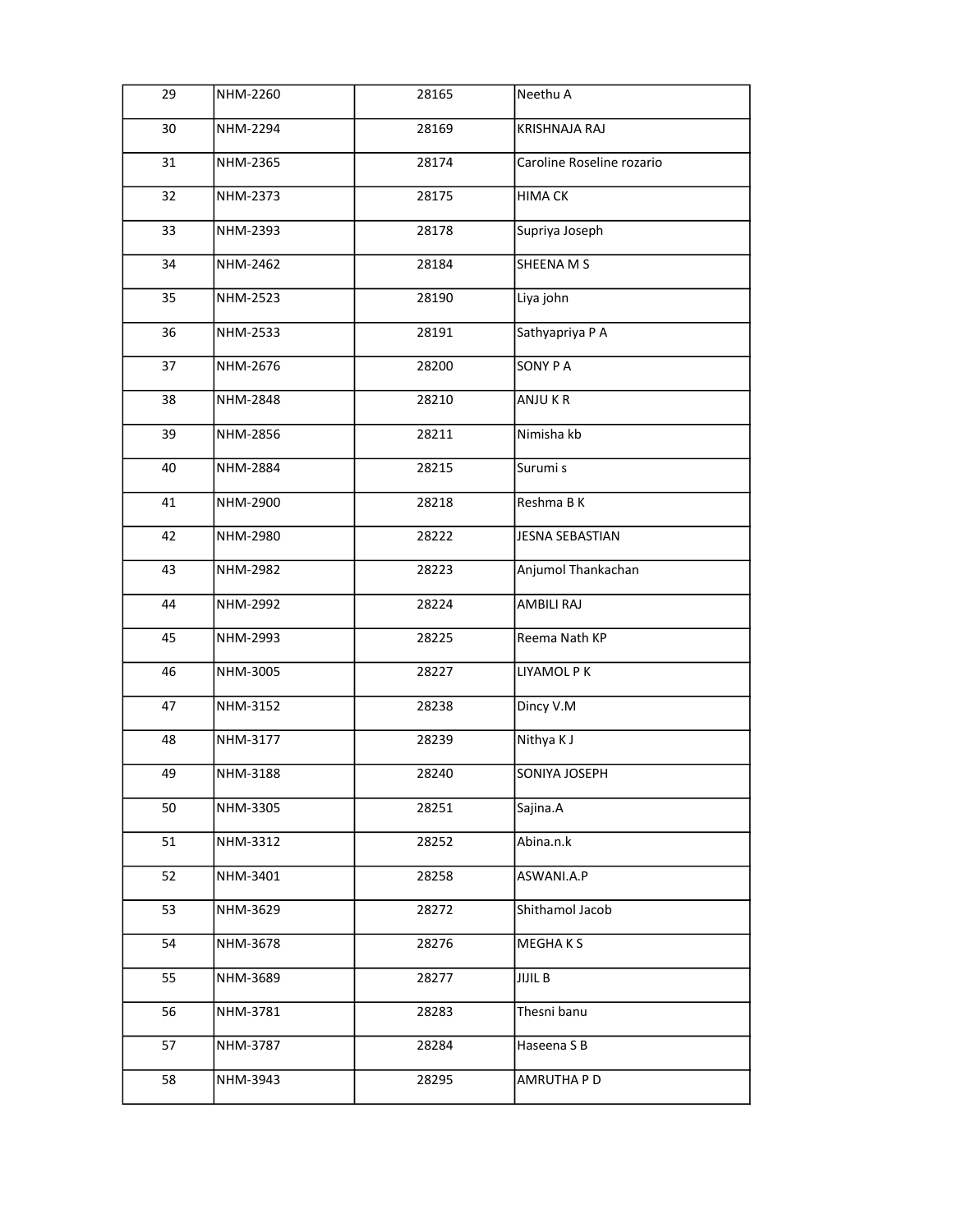| | | | |
|---|---|---|---|
| 29 | NHM-2260 | 28165 | Neethu A |
| 30 | NHM-2294 | 28169 | KRISHNAJA RAJ |
| 31 | NHM-2365 | 28174 | Caroline Roseline rozario |
| 32 | NHM-2373 | 28175 | HIMA CK |
| 33 | NHM-2393 | 28178 | Supriya Joseph |
| 34 | NHM-2462 | 28184 | SHEENA M S |
| 35 | NHM-2523 | 28190 | Liya john |
| 36 | NHM-2533 | 28191 | Sathyapriya P A |
| 37 | NHM-2676 | 28200 | SONY P A |
| 38 | NHM-2848 | 28210 | ANJU K R |
| 39 | NHM-2856 | 28211 | Nimisha kb |
| 40 | NHM-2884 | 28215 | Surumi s |
| 41 | NHM-2900 | 28218 | Reshma B K |
| 42 | NHM-2980 | 28222 | JESNA SEBASTIAN |
| 43 | NHM-2982 | 28223 | Anjumol Thankachan |
| 44 | NHM-2992 | 28224 | AMBILI RAJ |
| 45 | NHM-2993 | 28225 | Reema Nath KP |
| 46 | NHM-3005 | 28227 | LIYAMOL P K |
| 47 | NHM-3152 | 28238 | Dincy V.M |
| 48 | NHM-3177 | 28239 | Nithya K J |
| 49 | NHM-3188 | 28240 | SONIYA JOSEPH |
| 50 | NHM-3305 | 28251 | Sajina.A |
| 51 | NHM-3312 | 28252 | Abina.n.k |
| 52 | NHM-3401 | 28258 | ASWANI.A.P |
| 53 | NHM-3629 | 28272 | Shithamol Jacob |
| 54 | NHM-3678 | 28276 | MEGHA K S |
| 55 | NHM-3689 | 28277 | JIJIL B |
| 56 | NHM-3781 | 28283 | Thesni banu |
| 57 | NHM-3787 | 28284 | Haseena S B |
| 58 | NHM-3943 | 28295 | AMRUTHA P D |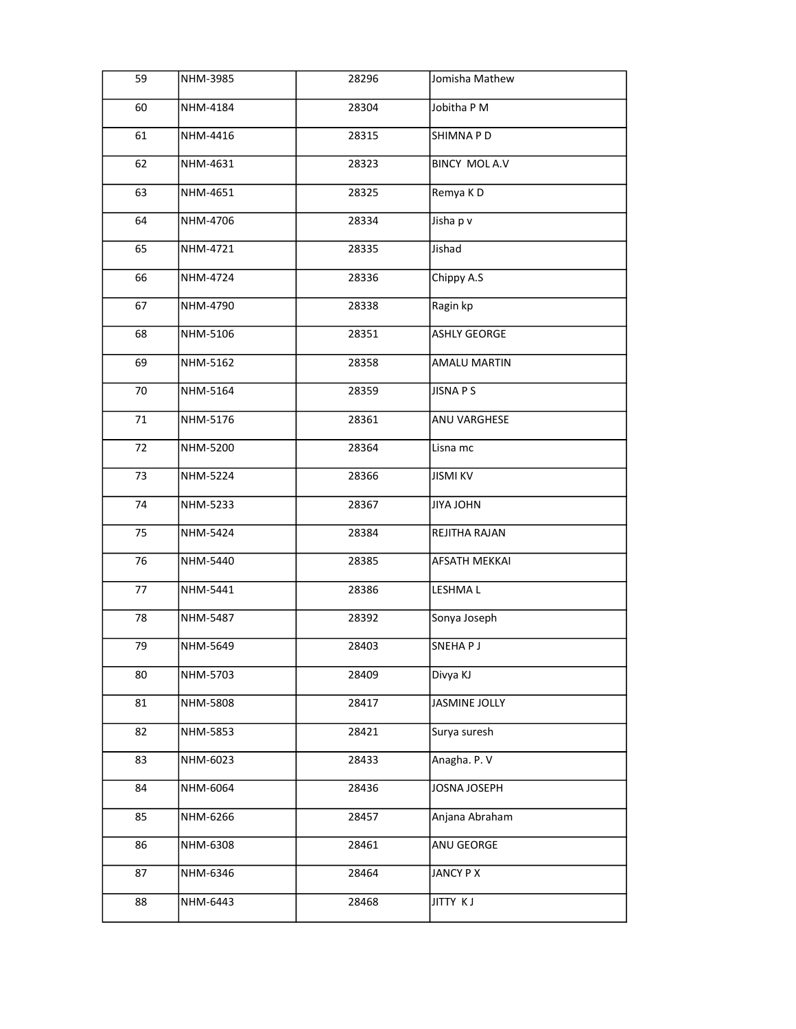| | | | |
|---|---|---|---|
| 59 | NHM-3985 | 28296 | Jomisha Mathew |
| 60 | NHM-4184 | 28304 | Jobitha P M |
| 61 | NHM-4416 | 28315 | SHIMNA P D |
| 62 | NHM-4631 | 28323 | BINCY MOL A.V |
| 63 | NHM-4651 | 28325 | Remya K D |
| 64 | NHM-4706 | 28334 | Jisha p v |
| 65 | NHM-4721 | 28335 | Jishad |
| 66 | NHM-4724 | 28336 | Chippy A.S |
| 67 | NHM-4790 | 28338 | Ragin kp |
| 68 | NHM-5106 | 28351 | ASHLY GEORGE |
| 69 | NHM-5162 | 28358 | AMALU MARTIN |
| 70 | NHM-5164 | 28359 | JISNA P S |
| 71 | NHM-5176 | 28361 | ANU VARGHESE |
| 72 | NHM-5200 | 28364 | Lisna mc |
| 73 | NHM-5224 | 28366 | JISMI KV |
| 74 | NHM-5233 | 28367 | JIYA JOHN |
| 75 | NHM-5424 | 28384 | REJITHA RAJAN |
| 76 | NHM-5440 | 28385 | AFSATH MEKKAI |
| 77 | NHM-5441 | 28386 | LESHMA L |
| 78 | NHM-5487 | 28392 | Sonya Joseph |
| 79 | NHM-5649 | 28403 | SNEHA P J |
| 80 | NHM-5703 | 28409 | Divya KJ |
| 81 | NHM-5808 | 28417 | JASMINE JOLLY |
| 82 | NHM-5853 | 28421 | Surya suresh |
| 83 | NHM-6023 | 28433 | Anagha. P. V |
| 84 | NHM-6064 | 28436 | JOSNA JOSEPH |
| 85 | NHM-6266 | 28457 | Anjana Abraham |
| 86 | NHM-6308 | 28461 | ANU GEORGE |
| 87 | NHM-6346 | 28464 | JANCY P X |
| 88 | NHM-6443 | 28468 | JITTY K J |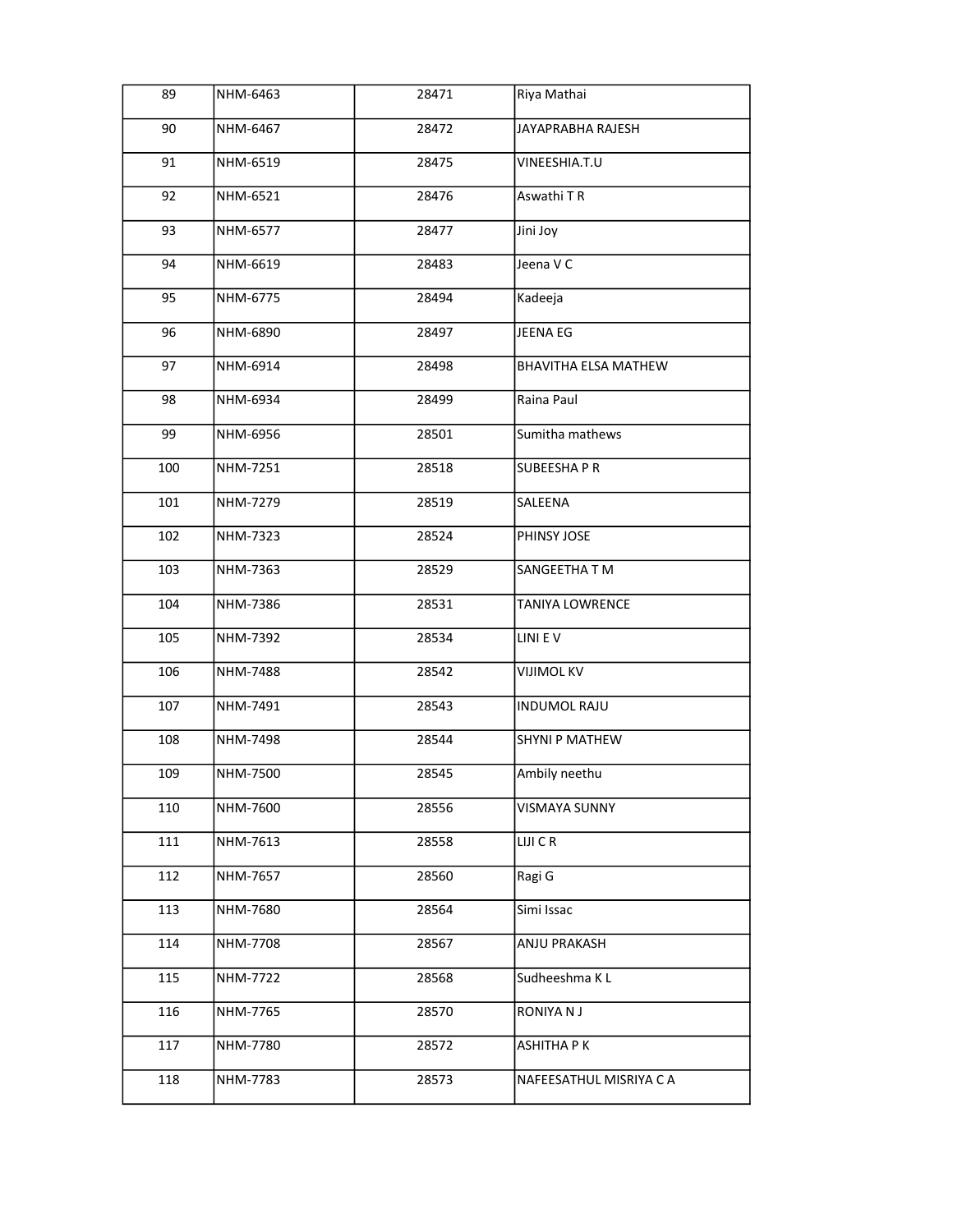| | | | |
|---|---|---|---|
| 89 | NHM-6463 | 28471 | Riya Mathai |
| 90 | NHM-6467 | 28472 | JAYAPRABHA RAJESH |
| 91 | NHM-6519 | 28475 | VINEESHIA.T.U |
| 92 | NHM-6521 | 28476 | Aswathi T R |
| 93 | NHM-6577 | 28477 | Jini Joy |
| 94 | NHM-6619 | 28483 | Jeena V C |
| 95 | NHM-6775 | 28494 | Kadeeja |
| 96 | NHM-6890 | 28497 | JEENA EG |
| 97 | NHM-6914 | 28498 | BHAVITHA ELSA MATHEW |
| 98 | NHM-6934 | 28499 | Raina Paul |
| 99 | NHM-6956 | 28501 | Sumitha mathews |
| 100 | NHM-7251 | 28518 | SUBEESHA P R |
| 101 | NHM-7279 | 28519 | SALEENA |
| 102 | NHM-7323 | 28524 | PHINSY JOSE |
| 103 | NHM-7363 | 28529 | SANGEETHA T M |
| 104 | NHM-7386 | 28531 | TANIYA LOWRENCE |
| 105 | NHM-7392 | 28534 | LINI E V |
| 106 | NHM-7488 | 28542 | VIJIMOL KV |
| 107 | NHM-7491 | 28543 | INDUMOL RAJU |
| 108 | NHM-7498 | 28544 | SHYNI P MATHEW |
| 109 | NHM-7500 | 28545 | Ambily neethu |
| 110 | NHM-7600 | 28556 | VISMAYA SUNNY |
| 111 | NHM-7613 | 28558 | LIJI C R |
| 112 | NHM-7657 | 28560 | Ragi G |
| 113 | NHM-7680 | 28564 | Simi Issac |
| 114 | NHM-7708 | 28567 | ANJU PRAKASH |
| 115 | NHM-7722 | 28568 | Sudheeshma K L |
| 116 | NHM-7765 | 28570 | RONIYA N J |
| 117 | NHM-7780 | 28572 | ASHITHA P K |
| 118 | NHM-7783 | 28573 | NAFEESATHUL MISRIYA C A |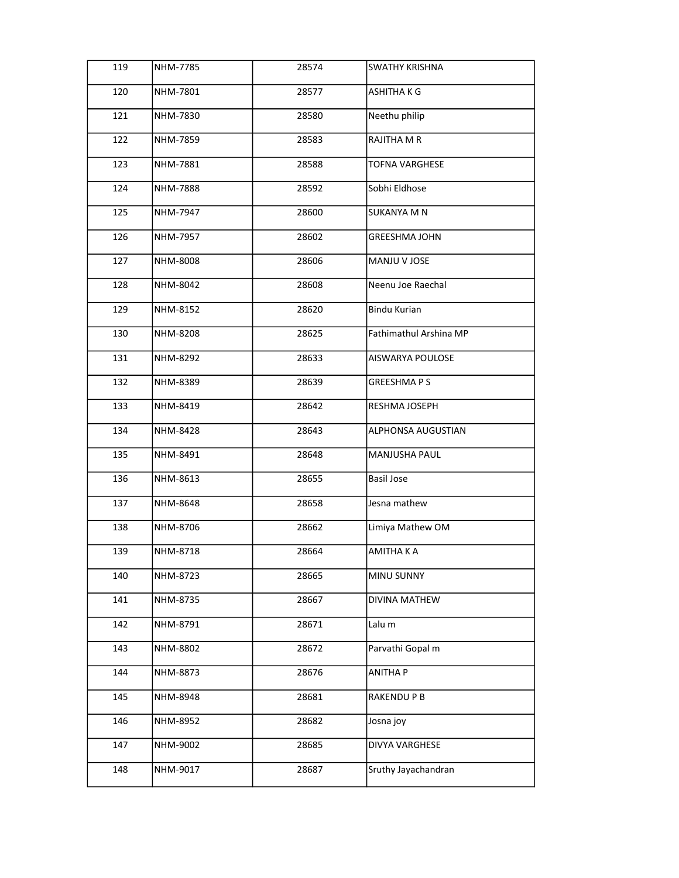| 119 | NHM-7785 | 28574 | SWATHY KRISHNA |
|---|---|---|---|
| 120 | NHM-7801 | 28577 | ASHITHA K G |
| 121 | NHM-7830 | 28580 | Neethu philip |
| 122 | NHM-7859 | 28583 | RAJITHA M R |
| 123 | NHM-7881 | 28588 | TOFNA VARGHESE |
| 124 | NHM-7888 | 28592 | Sobhi Eldhose |
| 125 | NHM-7947 | 28600 | SUKANYA M N |
| 126 | NHM-7957 | 28602 | GREESHMA JOHN |
| 127 | NHM-8008 | 28606 | MANJU V JOSE |
| 128 | NHM-8042 | 28608 | Neenu Joe Raechal |
| 129 | NHM-8152 | 28620 | Bindu Kurian |
| 130 | NHM-8208 | 28625 | Fathimathul Arshina MP |
| 131 | NHM-8292 | 28633 | AISWARYA POULOSE |
| 132 | NHM-8389 | 28639 | GREESHMA P S |
| 133 | NHM-8419 | 28642 | RESHMA JOSEPH |
| 134 | NHM-8428 | 28643 | ALPHONSA AUGUSTIAN |
| 135 | NHM-8491 | 28648 | MANJUSHA PAUL |
| 136 | NHM-8613 | 28655 | Basil Jose |
| 137 | NHM-8648 | 28658 | Jesna mathew |
| 138 | NHM-8706 | 28662 | Limiya Mathew OM |
| 139 | NHM-8718 | 28664 | AMITHA K A |
| 140 | NHM-8723 | 28665 | MINU SUNNY |
| 141 | NHM-8735 | 28667 | DIVINA MATHEW |
| 142 | NHM-8791 | 28671 | Lalu m |
| 143 | NHM-8802 | 28672 | Parvathi Gopal m |
| 144 | NHM-8873 | 28676 | ANITHA P |
| 145 | NHM-8948 | 28681 | RAKENDU P B |
| 146 | NHM-8952 | 28682 | Josna joy |
| 147 | NHM-9002 | 28685 | DIVYA VARGHESE |
| 148 | NHM-9017 | 28687 | Sruthy Jayachandran |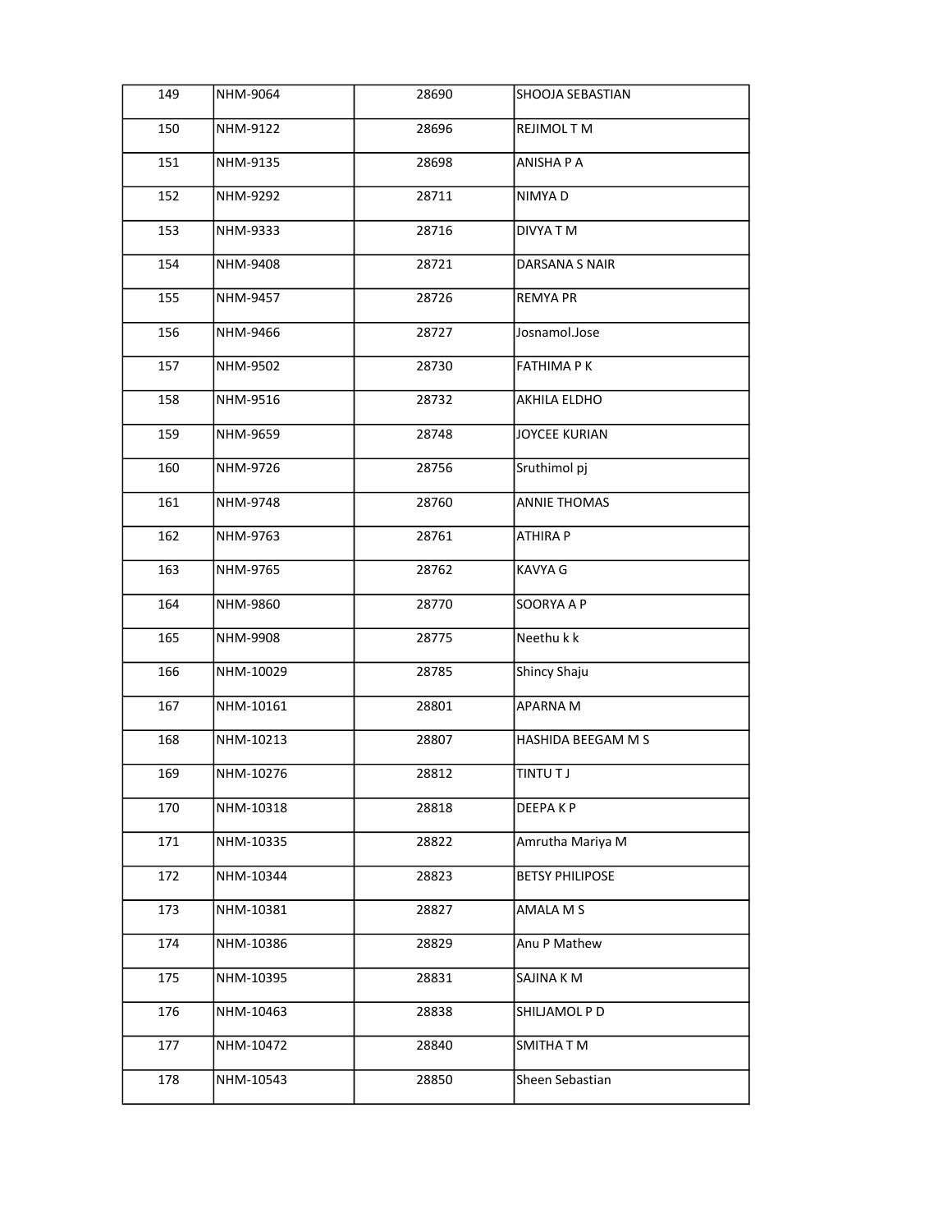| 149 | NHM-9064 | 28690 | SHOOJA SEBASTIAN |
|---|---|---|---|
| 150 | NHM-9122 | 28696 | REJIMOL T M |
| 151 | NHM-9135 | 28698 | ANISHA P A |
| 152 | NHM-9292 | 28711 | NIMYA D |
| 153 | NHM-9333 | 28716 | DIVYA T M |
| 154 | NHM-9408 | 28721 | DARSANA S NAIR |
| 155 | NHM-9457 | 28726 | REMYA PR |
| 156 | NHM-9466 | 28727 | Josnamol.Jose |
| 157 | NHM-9502 | 28730 | FATHIMA P K |
| 158 | NHM-9516 | 28732 | AKHILA ELDHO |
| 159 | NHM-9659 | 28748 | JOYCEE KURIAN |
| 160 | NHM-9726 | 28756 | Sruthimol pj |
| 161 | NHM-9748 | 28760 | ANNIE THOMAS |
| 162 | NHM-9763 | 28761 | ATHIRA P |
| 163 | NHM-9765 | 28762 | KAVYA G |
| 164 | NHM-9860 | 28770 | SOORYA A P |
| 165 | NHM-9908 | 28775 | Neethu k k |
| 166 | NHM-10029 | 28785 | Shincy Shaju |
| 167 | NHM-10161 | 28801 | APARNA M |
| 168 | NHM-10213 | 28807 | HASHIDA BEEGAM M S |
| 169 | NHM-10276 | 28812 | TINTU T J |
| 170 | NHM-10318 | 28818 | DEEPA K P |
| 171 | NHM-10335 | 28822 | Amrutha Mariya M |
| 172 | NHM-10344 | 28823 | BETSY PHILIPOSE |
| 173 | NHM-10381 | 28827 | AMALA M S |
| 174 | NHM-10386 | 28829 | Anu P Mathew |
| 175 | NHM-10395 | 28831 | SAJINA K M |
| 176 | NHM-10463 | 28838 | SHILJAMOL P D |
| 177 | NHM-10472 | 28840 | SMITHA T M |
| 178 | NHM-10543 | 28850 | Sheen Sebastian |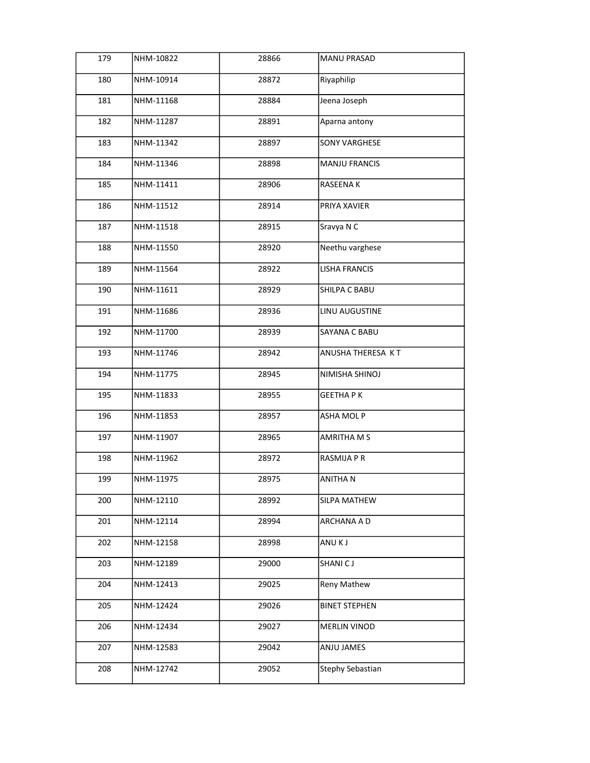| 179 | NHM-10822 | 28866 | MANU PRASAD |
|---|---|---|---|
| 180 | NHM-10914 | 28872 | Riyaphilip |
| 181 | NHM-11168 | 28884 | Jeena Joseph |
| 182 | NHM-11287 | 28891 | Aparna antony |
| 183 | NHM-11342 | 28897 | SONY VARGHESE |
| 184 | NHM-11346 | 28898 | MANJU FRANCIS |
| 185 | NHM-11411 | 28906 | RASEENA K |
| 186 | NHM-11512 | 28914 | PRIYA XAVIER |
| 187 | NHM-11518 | 28915 | Sravya N C |
| 188 | NHM-11550 | 28920 | Neethu varghese |
| 189 | NHM-11564 | 28922 | LISHA FRANCIS |
| 190 | NHM-11611 | 28929 | SHILPA C BABU |
| 191 | NHM-11686 | 28936 | LINU AUGUSTINE |
| 192 | NHM-11700 | 28939 | SAYANA C BABU |
| 193 | NHM-11746 | 28942 | ANUSHA THERESA K T |
| 194 | NHM-11775 | 28945 | NIMISHA SHINOJ |
| 195 | NHM-11833 | 28955 | GEETHA P K |
| 196 | NHM-11853 | 28957 | ASHA MOL P |
| 197 | NHM-11907 | 28965 | AMRITHA M S |
| 198 | NHM-11962 | 28972 | RASMIJA P R |
| 199 | NHM-11975 | 28975 | ANITHA N |
| 200 | NHM-12110 | 28992 | SILPA MATHEW |
| 201 | NHM-12114 | 28994 | ARCHANA A D |
| 202 | NHM-12158 | 28998 | ANU K J |
| 203 | NHM-12189 | 29000 | SHANI C J |
| 204 | NHM-12413 | 29025 | Reny Mathew |
| 205 | NHM-12424 | 29026 | BINET STEPHEN |
| 206 | NHM-12434 | 29027 | MERLIN VINOD |
| 207 | NHM-12583 | 29042 | ANJU JAMES |
| 208 | NHM-12742 | 29052 | Stephy Sebastian |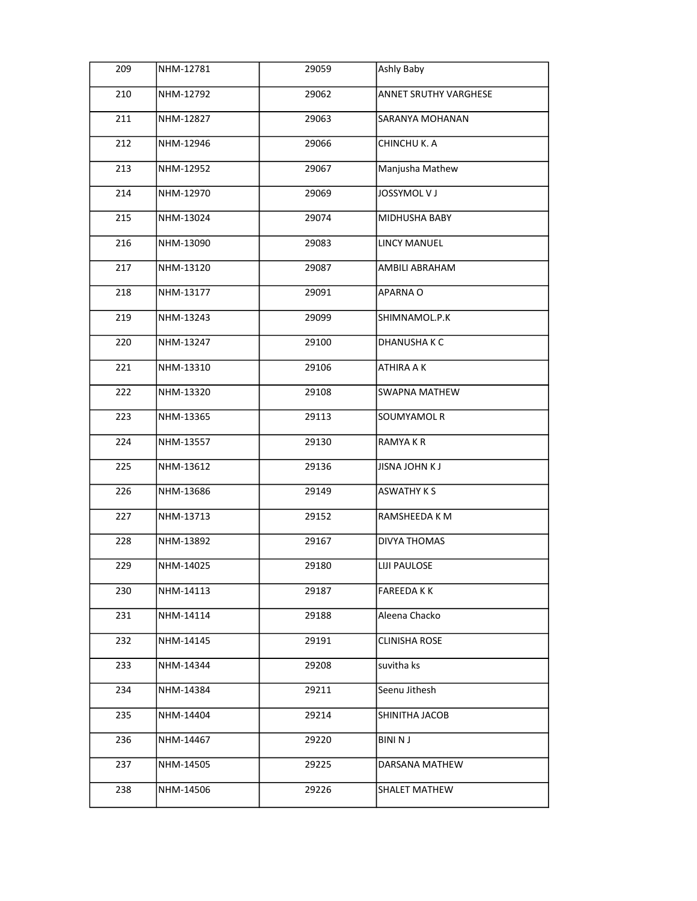| 209 | NHM-12781 | 29059 | Ashly Baby |
|---|---|---|---|
| 210 | NHM-12792 | 29062 | ANNET SRUTHY VARGHESE |
| 211 | NHM-12827 | 29063 | SARANYA MOHANAN |
| 212 | NHM-12946 | 29066 | CHINCHU K. A |
| 213 | NHM-12952 | 29067 | Manjusha Mathew |
| 214 | NHM-12970 | 29069 | JOSSYMOL V J |
| 215 | NHM-13024 | 29074 | MIDHUSHA BABY |
| 216 | NHM-13090 | 29083 | LINCY MANUEL |
| 217 | NHM-13120 | 29087 | AMBILI ABRAHAM |
| 218 | NHM-13177 | 29091 | APARNA O |
| 219 | NHM-13243 | 29099 | SHIMNAMOL.P.K |
| 220 | NHM-13247 | 29100 | DHANUSHA K C |
| 221 | NHM-13310 | 29106 | ATHIRA A K |
| 222 | NHM-13320 | 29108 | SWAPNA MATHEW |
| 223 | NHM-13365 | 29113 | SOUMYAMOL R |
| 224 | NHM-13557 | 29130 | RAMYA K R |
| 225 | NHM-13612 | 29136 | JISNA JOHN K J |
| 226 | NHM-13686 | 29149 | ASWATHY K S |
| 227 | NHM-13713 | 29152 | RAMSHEEDA K M |
| 228 | NHM-13892 | 29167 | DIVYA THOMAS |
| 229 | NHM-14025 | 29180 | LIJI PAULOSE |
| 230 | NHM-14113 | 29187 | FAREEDA K K |
| 231 | NHM-14114 | 29188 | Aleena Chacko |
| 232 | NHM-14145 | 29191 | CLINISHA ROSE |
| 233 | NHM-14344 | 29208 | suvitha ks |
| 234 | NHM-14384 | 29211 | Seenu Jithesh |
| 235 | NHM-14404 | 29214 | SHINITHA JACOB |
| 236 | NHM-14467 | 29220 | BINI N J |
| 237 | NHM-14505 | 29225 | DARSANA MATHEW |
| 238 | NHM-14506 | 29226 | SHALET MATHEW |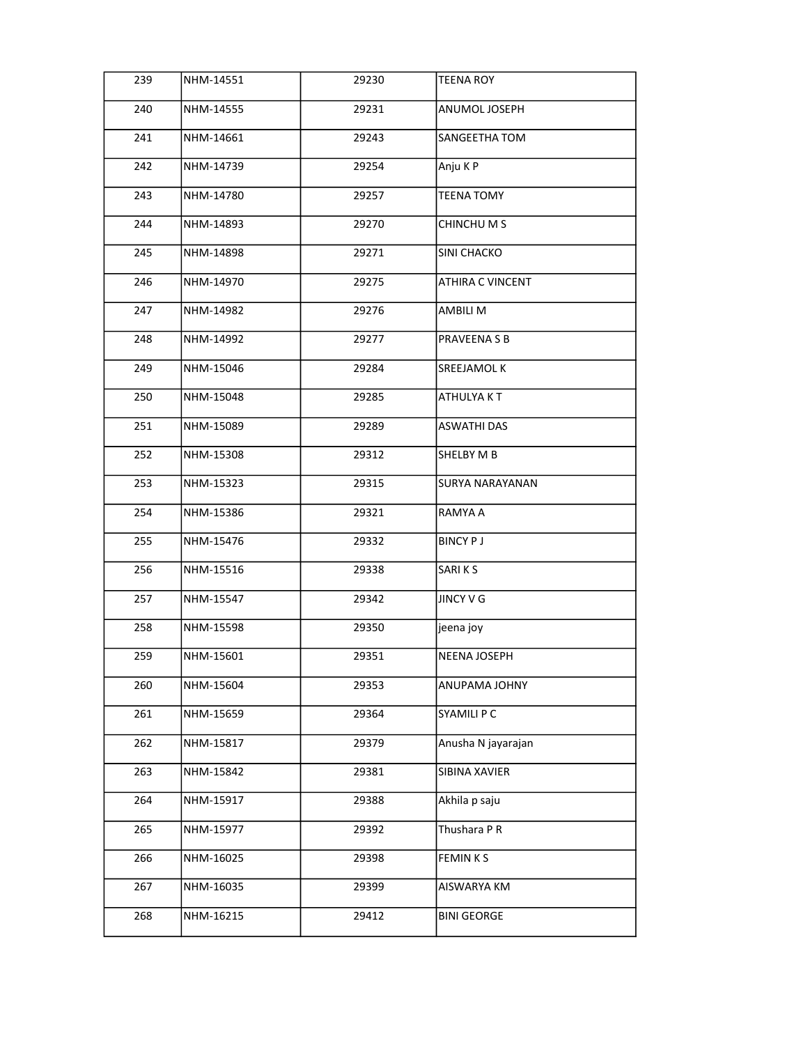| 239 | NHM-14551 | 29230 | TEENA ROY |
|---|---|---|---|
| 240 | NHM-14555 | 29231 | ANUMOL JOSEPH |
| 241 | NHM-14661 | 29243 | SANGEETHA TOM |
| 242 | NHM-14739 | 29254 | Anju K P |
| 243 | NHM-14780 | 29257 | TEENA TOMY |
| 244 | NHM-14893 | 29270 | CHINCHU M S |
| 245 | NHM-14898 | 29271 | SINI CHACKO |
| 246 | NHM-14970 | 29275 | ATHIRA C VINCENT |
| 247 | NHM-14982 | 29276 | AMBILI M |
| 248 | NHM-14992 | 29277 | PRAVEENA S B |
| 249 | NHM-15046 | 29284 | SREEJAMOL K |
| 250 | NHM-15048 | 29285 | ATHULYA K T |
| 251 | NHM-15089 | 29289 | ASWATHI DAS |
| 252 | NHM-15308 | 29312 | SHELBY M B |
| 253 | NHM-15323 | 29315 | SURYA NARAYANAN |
| 254 | NHM-15386 | 29321 | RAMYA A |
| 255 | NHM-15476 | 29332 | BINCY P J |
| 256 | NHM-15516 | 29338 | SARI K S |
| 257 | NHM-15547 | 29342 | JINCY V G |
| 258 | NHM-15598 | 29350 | jeena joy |
| 259 | NHM-15601 | 29351 | NEENA JOSEPH |
| 260 | NHM-15604 | 29353 | ANUPAMA JOHNY |
| 261 | NHM-15659 | 29364 | SYAMILI P C |
| 262 | NHM-15817 | 29379 | Anusha N jayarajan |
| 263 | NHM-15842 | 29381 | SIBINA XAVIER |
| 264 | NHM-15917 | 29388 | Akhila p saju |
| 265 | NHM-15977 | 29392 | Thushara P R |
| 266 | NHM-16025 | 29398 | FEMIN K S |
| 267 | NHM-16035 | 29399 | AISWARYA KM |
| 268 | NHM-16215 | 29412 | BINI GEORGE |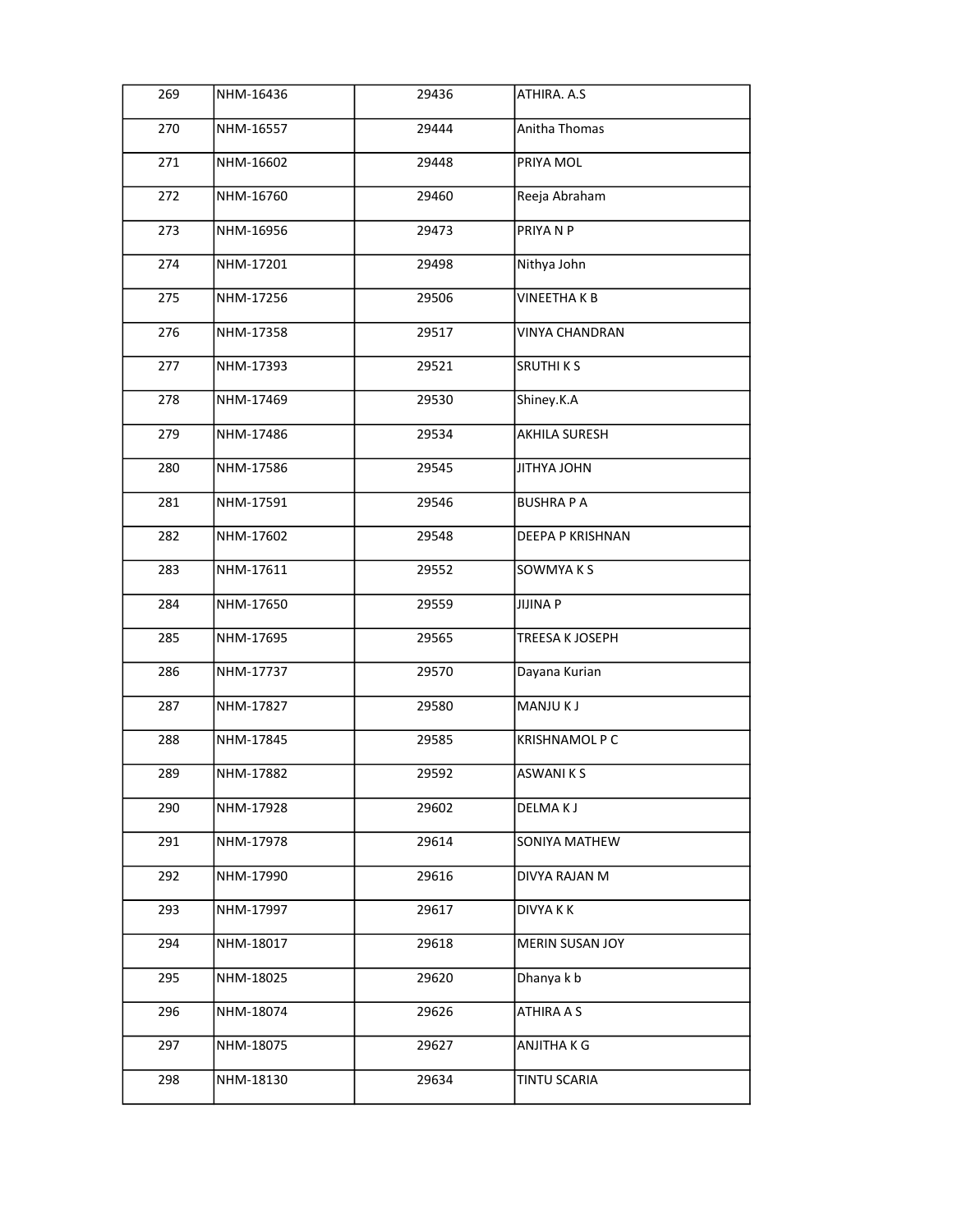| | | | |
|---|---|---|---|
| 269 | NHM-16436 | 29436 | ATHIRA. A.S |
| 270 | NHM-16557 | 29444 | Anitha Thomas |
| 271 | NHM-16602 | 29448 | PRIYA MOL |
| 272 | NHM-16760 | 29460 | Reeja Abraham |
| 273 | NHM-16956 | 29473 | PRIYA N P |
| 274 | NHM-17201 | 29498 | Nithya John |
| 275 | NHM-17256 | 29506 | VINEETHA K B |
| 276 | NHM-17358 | 29517 | VINYA CHANDRAN |
| 277 | NHM-17393 | 29521 | SRUTHI K S |
| 278 | NHM-17469 | 29530 | Shiney.K.A |
| 279 | NHM-17486 | 29534 | AKHILA SURESH |
| 280 | NHM-17586 | 29545 | JITHYA JOHN |
| 281 | NHM-17591 | 29546 | BUSHRA P A |
| 282 | NHM-17602 | 29548 | DEEPA P KRISHNAN |
| 283 | NHM-17611 | 29552 | SOWMYA K S |
| 284 | NHM-17650 | 29559 | JIJINA P |
| 285 | NHM-17695 | 29565 | TREESA K JOSEPH |
| 286 | NHM-17737 | 29570 | Dayana Kurian |
| 287 | NHM-17827 | 29580 | MANJU K J |
| 288 | NHM-17845 | 29585 | KRISHNAMOL P C |
| 289 | NHM-17882 | 29592 | ASWANI K S |
| 290 | NHM-17928 | 29602 | DELMA K J |
| 291 | NHM-17978 | 29614 | SONIYA MATHEW |
| 292 | NHM-17990 | 29616 | DIVYA RAJAN M |
| 293 | NHM-17997 | 29617 | DIVYA K K |
| 294 | NHM-18017 | 29618 | MERIN SUSAN JOY |
| 295 | NHM-18025 | 29620 | Dhanya k b |
| 296 | NHM-18074 | 29626 | ATHIRA A S |
| 297 | NHM-18075 | 29627 | ANJITHA K G |
| 298 | NHM-18130 | 29634 | TINTU SCARIA |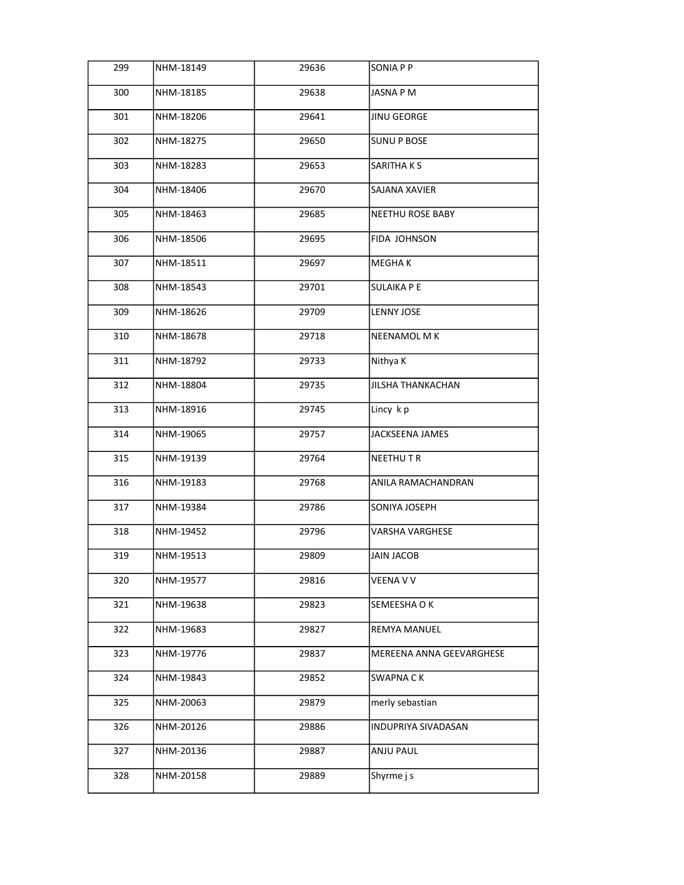| 299 | NHM-18149 | 29636 | SONIA P P |
|---|---|---|---|
| 300 | NHM-18185 | 29638 | JASNA P M |
| 301 | NHM-18206 | 29641 | JINU GEORGE |
| 302 | NHM-18275 | 29650 | SUNU P BOSE |
| 303 | NHM-18283 | 29653 | SARITHA K S |
| 304 | NHM-18406 | 29670 | SAJANA XAVIER |
| 305 | NHM-18463 | 29685 | NEETHU ROSE BABY |
| 306 | NHM-18506 | 29695 | FIDA JOHNSON |
| 307 | NHM-18511 | 29697 | MEGHA K |
| 308 | NHM-18543 | 29701 | SULAIKA P E |
| 309 | NHM-18626 | 29709 | LENNY JOSE |
| 310 | NHM-18678 | 29718 | NEENAMOL M K |
| 311 | NHM-18792 | 29733 | Nithya K |
| 312 | NHM-18804 | 29735 | JILSHA THANKACHAN |
| 313 | NHM-18916 | 29745 | Lincy k p |
| 314 | NHM-19065 | 29757 | JACKSEENA JAMES |
| 315 | NHM-19139 | 29764 | NEETHU T R |
| 316 | NHM-19183 | 29768 | ANILA RAMACHANDRAN |
| 317 | NHM-19384 | 29786 | SONIYA JOSEPH |
| 318 | NHM-19452 | 29796 | VARSHA VARGHESE |
| 319 | NHM-19513 | 29809 | JAIN JACOB |
| 320 | NHM-19577 | 29816 | VEENA V V |
| 321 | NHM-19638 | 29823 | SEMEESHA O K |
| 322 | NHM-19683 | 29827 | REMYA MANUEL |
| 323 | NHM-19776 | 29837 | MEREENA ANNA GEEVARGHESE |
| 324 | NHM-19843 | 29852 | SWAPNA C K |
| 325 | NHM-20063 | 29879 | merly sebastian |
| 326 | NHM-20126 | 29886 | INDUPRIYA SIVADASAN |
| 327 | NHM-20136 | 29887 | ANJU PAUL |
| 328 | NHM-20158 | 29889 | Shyrme j s |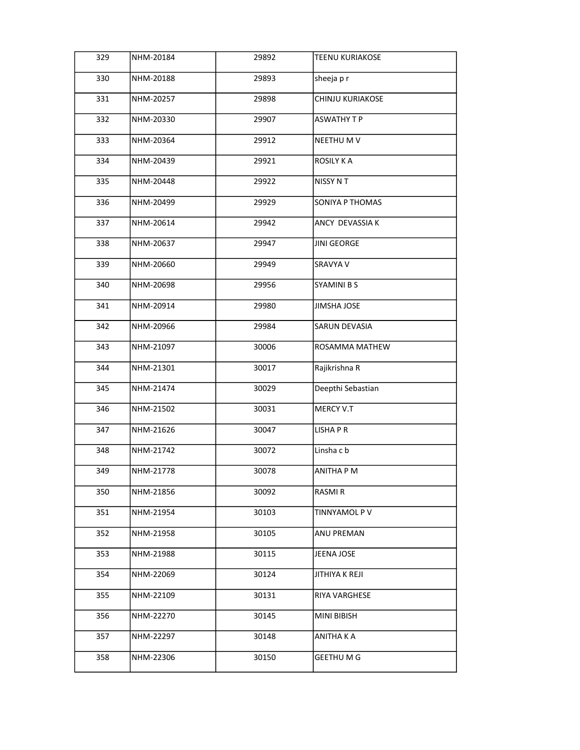| | | | |
|---|---|---|---|
| 329 | NHM-20184 | 29892 | TEENU KURIAKOSE |
| 330 | NHM-20188 | 29893 | sheeja p r |
| 331 | NHM-20257 | 29898 | CHINJU KURIAKOSE |
| 332 | NHM-20330 | 29907 | ASWATHY T P |
| 333 | NHM-20364 | 29912 | NEETHU M V |
| 334 | NHM-20439 | 29921 | ROSILY K A |
| 335 | NHM-20448 | 29922 | NISSY N T |
| 336 | NHM-20499 | 29929 | SONIYA P THOMAS |
| 337 | NHM-20614 | 29942 | ANCY  DEVASSIA K |
| 338 | NHM-20637 | 29947 | JINI GEORGE |
| 339 | NHM-20660 | 29949 | SRAVYA V |
| 340 | NHM-20698 | 29956 | SYAMINI B S |
| 341 | NHM-20914 | 29980 | JIMSHA JOSE |
| 342 | NHM-20966 | 29984 | SARUN DEVASIA |
| 343 | NHM-21097 | 30006 | ROSAMMA MATHEW |
| 344 | NHM-21301 | 30017 | Rajikrishna R |
| 345 | NHM-21474 | 30029 | Deepthi Sebastian |
| 346 | NHM-21502 | 30031 | MERCY V.T |
| 347 | NHM-21626 | 30047 | LISHA P R |
| 348 | NHM-21742 | 30072 | Linsha c b |
| 349 | NHM-21778 | 30078 | ANITHA P M |
| 350 | NHM-21856 | 30092 | RASMI R |
| 351 | NHM-21954 | 30103 | TINNYAMOL P V |
| 352 | NHM-21958 | 30105 | ANU PREMAN |
| 353 | NHM-21988 | 30115 | JEENA JOSE |
| 354 | NHM-22069 | 30124 | JITHIYA K REJI |
| 355 | NHM-22109 | 30131 | RIYA VARGHESE |
| 356 | NHM-22270 | 30145 | MINI BIBISH |
| 357 | NHM-22297 | 30148 | ANITHA K A |
| 358 | NHM-22306 | 30150 | GEETHU M G |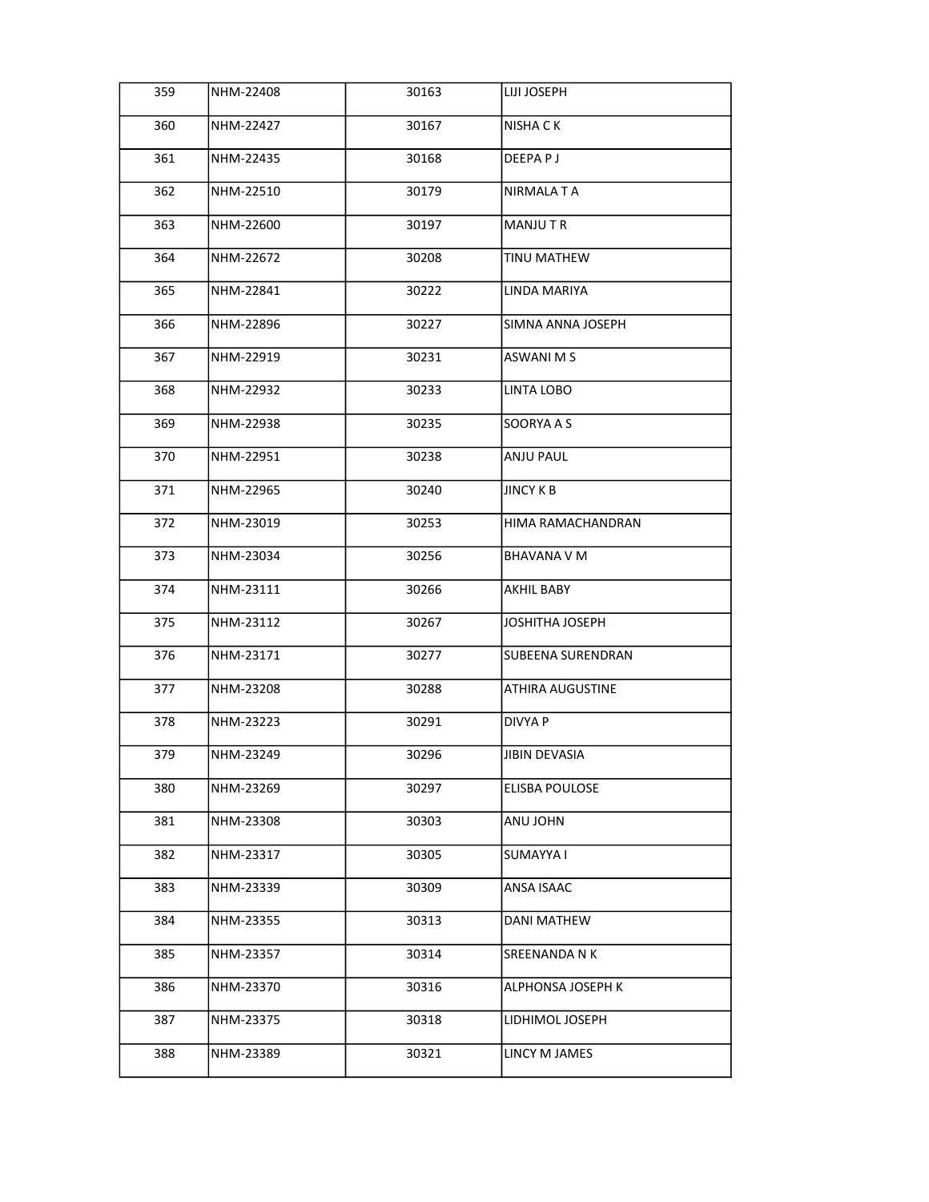| | | | |
|---|---|---|---|
| 359 | NHM-22408 | 30163 | LIJI JOSEPH |
| 360 | NHM-22427 | 30167 | NISHA C K |
| 361 | NHM-22435 | 30168 | DEEPA P J |
| 362 | NHM-22510 | 30179 | NIRMALA T A |
| 363 | NHM-22600 | 30197 | MANJU T R |
| 364 | NHM-22672 | 30208 | TINU MATHEW |
| 365 | NHM-22841 | 30222 | LINDA MARIYA |
| 366 | NHM-22896 | 30227 | SIMNA ANNA JOSEPH |
| 367 | NHM-22919 | 30231 | ASWANI M S |
| 368 | NHM-22932 | 30233 | LINTA LOBO |
| 369 | NHM-22938 | 30235 | SOORYA A S |
| 370 | NHM-22951 | 30238 | ANJU PAUL |
| 371 | NHM-22965 | 30240 | JINCY K B |
| 372 | NHM-23019 | 30253 | HIMA RAMACHANDRAN |
| 373 | NHM-23034 | 30256 | BHAVANA V M |
| 374 | NHM-23111 | 30266 | AKHIL BABY |
| 375 | NHM-23112 | 30267 | JOSHITHA JOSEPH |
| 376 | NHM-23171 | 30277 | SUBEENA SURENDRAN |
| 377 | NHM-23208 | 30288 | ATHIRA AUGUSTINE |
| 378 | NHM-23223 | 30291 | DIVYA P |
| 379 | NHM-23249 | 30296 | JIBIN DEVASIA |
| 380 | NHM-23269 | 30297 | ELISBA POULOSE |
| 381 | NHM-23308 | 30303 | ANU JOHN |
| 382 | NHM-23317 | 30305 | SUMAYYA I |
| 383 | NHM-23339 | 30309 | ANSA ISAAC |
| 384 | NHM-23355 | 30313 | DANI MATHEW |
| 385 | NHM-23357 | 30314 | SREENANDA N K |
| 386 | NHM-23370 | 30316 | ALPHONSA JOSEPH K |
| 387 | NHM-23375 | 30318 | LIDHIMOL JOSEPH |
| 388 | NHM-23389 | 30321 | LINCY M JAMES |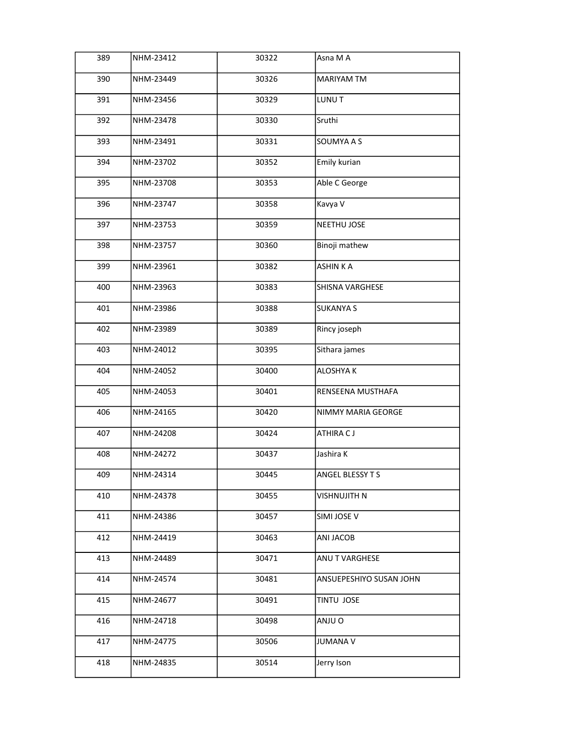|  |  |  |  |
|---|---|---|---|
| 389 | NHM-23412 | 30322 | Asna M A |
| 390 | NHM-23449 | 30326 | MARIYAM TM |
| 391 | NHM-23456 | 30329 | LUNU T |
| 392 | NHM-23478 | 30330 | Sruthi |
| 393 | NHM-23491 | 30331 | SOUMYA A S |
| 394 | NHM-23702 | 30352 | Emily kurian |
| 395 | NHM-23708 | 30353 | Able C George |
| 396 | NHM-23747 | 30358 | Kavya V |
| 397 | NHM-23753 | 30359 | NEETHU JOSE |
| 398 | NHM-23757 | 30360 | Binoji mathew |
| 399 | NHM-23961 | 30382 | ASHIN K A |
| 400 | NHM-23963 | 30383 | SHISNA VARGHESE |
| 401 | NHM-23986 | 30388 | SUKANYA S |
| 402 | NHM-23989 | 30389 | Rincy joseph |
| 403 | NHM-24012 | 30395 | Sithara james |
| 404 | NHM-24052 | 30400 | ALOSHYA K |
| 405 | NHM-24053 | 30401 | RENSEENA MUSTHAFA |
| 406 | NHM-24165 | 30420 | NIMMY MARIA GEORGE |
| 407 | NHM-24208 | 30424 | ATHIRA C J |
| 408 | NHM-24272 | 30437 | Jashira K |
| 409 | NHM-24314 | 30445 | ANGEL BLESSY T S |
| 410 | NHM-24378 | 30455 | VISHNUJITH N |
| 411 | NHM-24386 | 30457 | SIMI JOSE V |
| 412 | NHM-24419 | 30463 | ANI JACOB |
| 413 | NHM-24489 | 30471 | ANU T VARGHESE |
| 414 | NHM-24574 | 30481 | ANSUEPESHIYO SUSAN JOHN |
| 415 | NHM-24677 | 30491 | TINTU JOSE |
| 416 | NHM-24718 | 30498 | ANJU O |
| 417 | NHM-24775 | 30506 | JUMANA V |
| 418 | NHM-24835 | 30514 | Jerry Ison |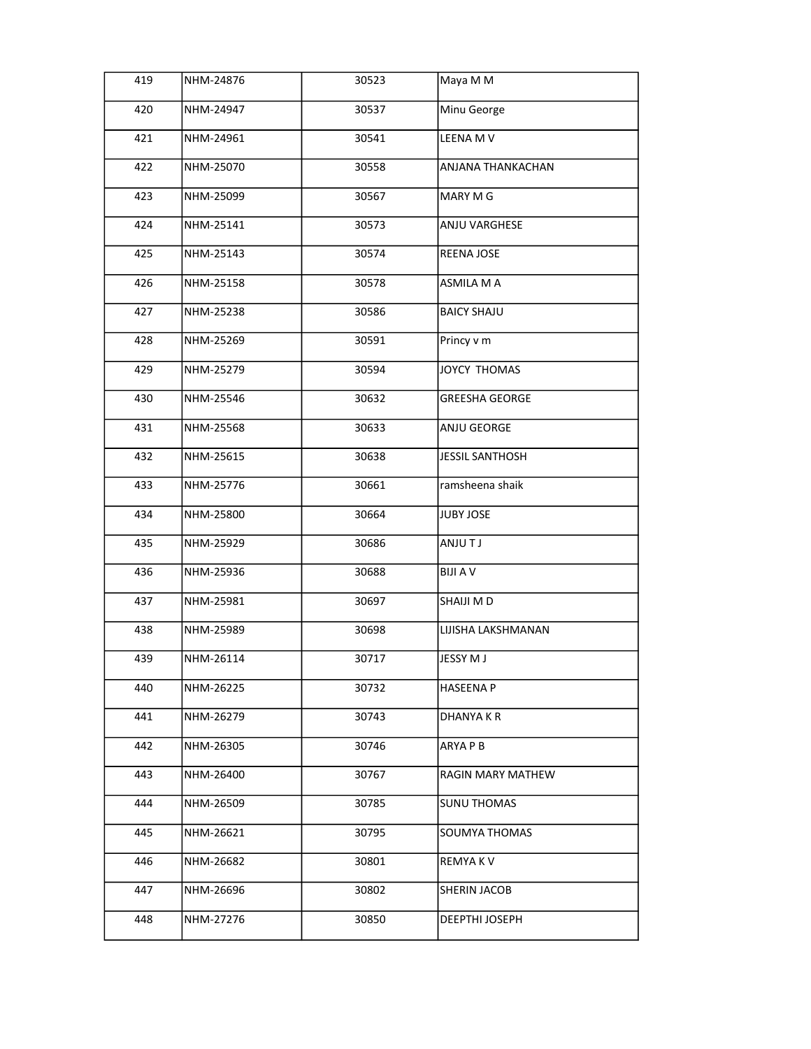| 419 | NHM-24876 | 30523 | Maya M M |
|---|---|---|---|
| 420 | NHM-24947 | 30537 | Minu George |
| 421 | NHM-24961 | 30541 | LEENA M V |
| 422 | NHM-25070 | 30558 | ANJANA THANKACHAN |
| 423 | NHM-25099 | 30567 | MARY M G |
| 424 | NHM-25141 | 30573 | ANJU VARGHESE |
| 425 | NHM-25143 | 30574 | REENA JOSE |
| 426 | NHM-25158 | 30578 | ASMILA M A |
| 427 | NHM-25238 | 30586 | BAICY SHAJU |
| 428 | NHM-25269 | 30591 | Princy v m |
| 429 | NHM-25279 | 30594 | JOYCY  THOMAS |
| 430 | NHM-25546 | 30632 | GREESHA GEORGE |
| 431 | NHM-25568 | 30633 | ANJU GEORGE |
| 432 | NHM-25615 | 30638 | JESSIL SANTHOSH |
| 433 | NHM-25776 | 30661 | ramsheena shaik |
| 434 | NHM-25800 | 30664 | JUBY JOSE |
| 435 | NHM-25929 | 30686 | ANJU T J |
| 436 | NHM-25936 | 30688 | BIJI A V |
| 437 | NHM-25981 | 30697 | SHAIJI M D |
| 438 | NHM-25989 | 30698 | LIJISHA LAKSHMANAN |
| 439 | NHM-26114 | 30717 | JESSY M J |
| 440 | NHM-26225 | 30732 | HASEENA P |
| 441 | NHM-26279 | 30743 | DHANYA K R |
| 442 | NHM-26305 | 30746 | ARYA P B |
| 443 | NHM-26400 | 30767 | RAGIN MARY MATHEW |
| 444 | NHM-26509 | 30785 | SUNU THOMAS |
| 445 | NHM-26621 | 30795 | SOUMYA THOMAS |
| 446 | NHM-26682 | 30801 | REMYA K V |
| 447 | NHM-26696 | 30802 | SHERIN JACOB |
| 448 | NHM-27276 | 30850 | DEEPTHI JOSEPH |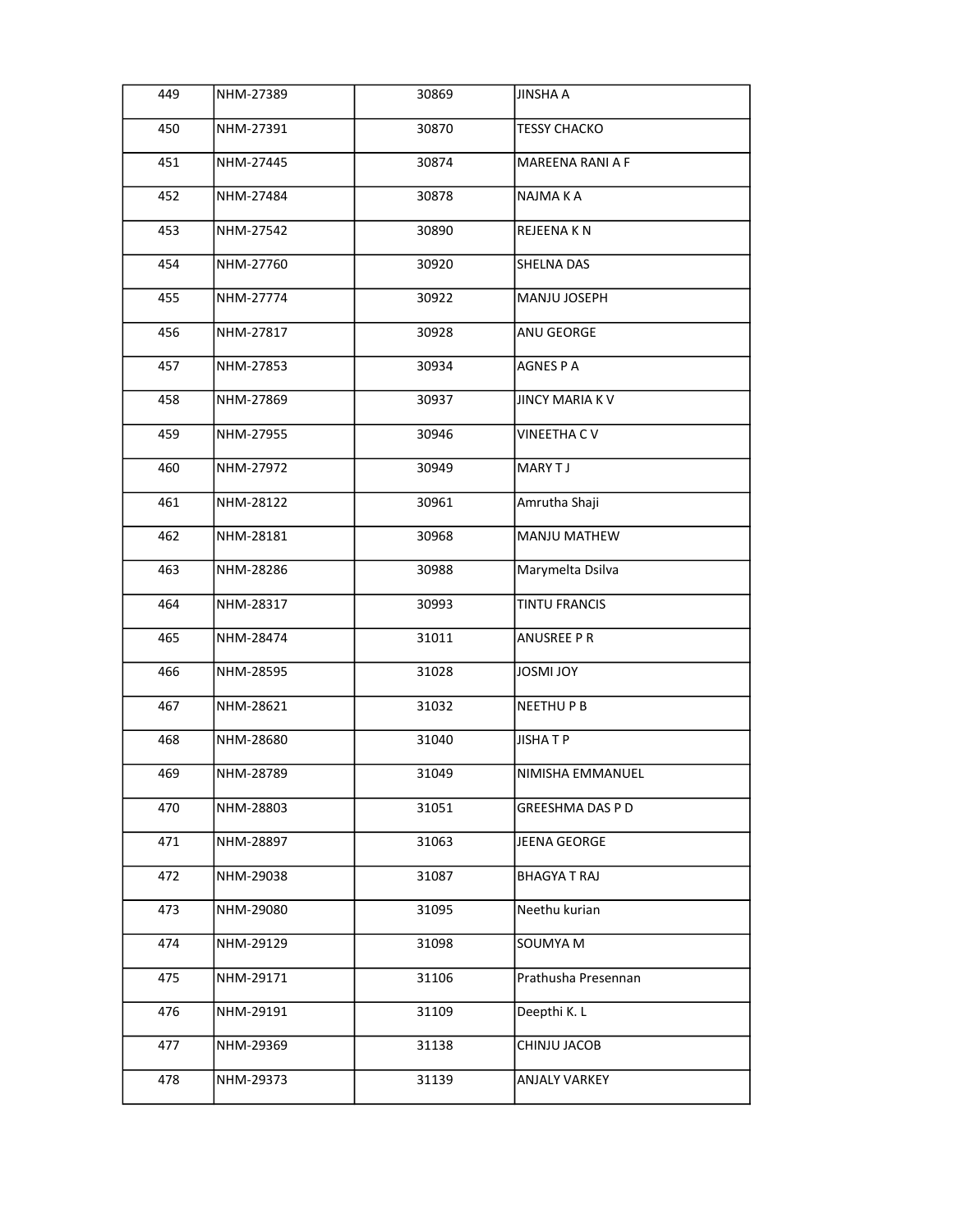| | | | |
|---|---|---|---|
| 449 | NHM-27389 | 30869 | JINSHA A |
| 450 | NHM-27391 | 30870 | TESSY CHACKO |
| 451 | NHM-27445 | 30874 | MAREENA RANI A F |
| 452 | NHM-27484 | 30878 | NAJMA K A |
| 453 | NHM-27542 | 30890 | REJEENA K N |
| 454 | NHM-27760 | 30920 | SHELNA DAS |
| 455 | NHM-27774 | 30922 | MANJU JOSEPH |
| 456 | NHM-27817 | 30928 | ANU GEORGE |
| 457 | NHM-27853 | 30934 | AGNES P A |
| 458 | NHM-27869 | 30937 | JINCY MARIA K V |
| 459 | NHM-27955 | 30946 | VINEETHA C V |
| 460 | NHM-27972 | 30949 | MARY T J |
| 461 | NHM-28122 | 30961 | Amrutha Shaji |
| 462 | NHM-28181 | 30968 | MANJU MATHEW |
| 463 | NHM-28286 | 30988 | Marymelta Dsilva |
| 464 | NHM-28317 | 30993 | TINTU FRANCIS |
| 465 | NHM-28474 | 31011 | ANUSREE P R |
| 466 | NHM-28595 | 31028 | JOSMI JOY |
| 467 | NHM-28621 | 31032 | NEETHU P B |
| 468 | NHM-28680 | 31040 | JISHA T P |
| 469 | NHM-28789 | 31049 | NIMISHA EMMANUEL |
| 470 | NHM-28803 | 31051 | GREESHMA DAS P D |
| 471 | NHM-28897 | 31063 | JEENA GEORGE |
| 472 | NHM-29038 | 31087 | BHAGYA T RAJ |
| 473 | NHM-29080 | 31095 | Neethu kurian |
| 474 | NHM-29129 | 31098 | SOUMYA M |
| 475 | NHM-29171 | 31106 | Prathusha Presennan |
| 476 | NHM-29191 | 31109 | Deepthi K. L |
| 477 | NHM-29369 | 31138 | CHINJU JACOB |
| 478 | NHM-29373 | 31139 | ANJALY VARKEY |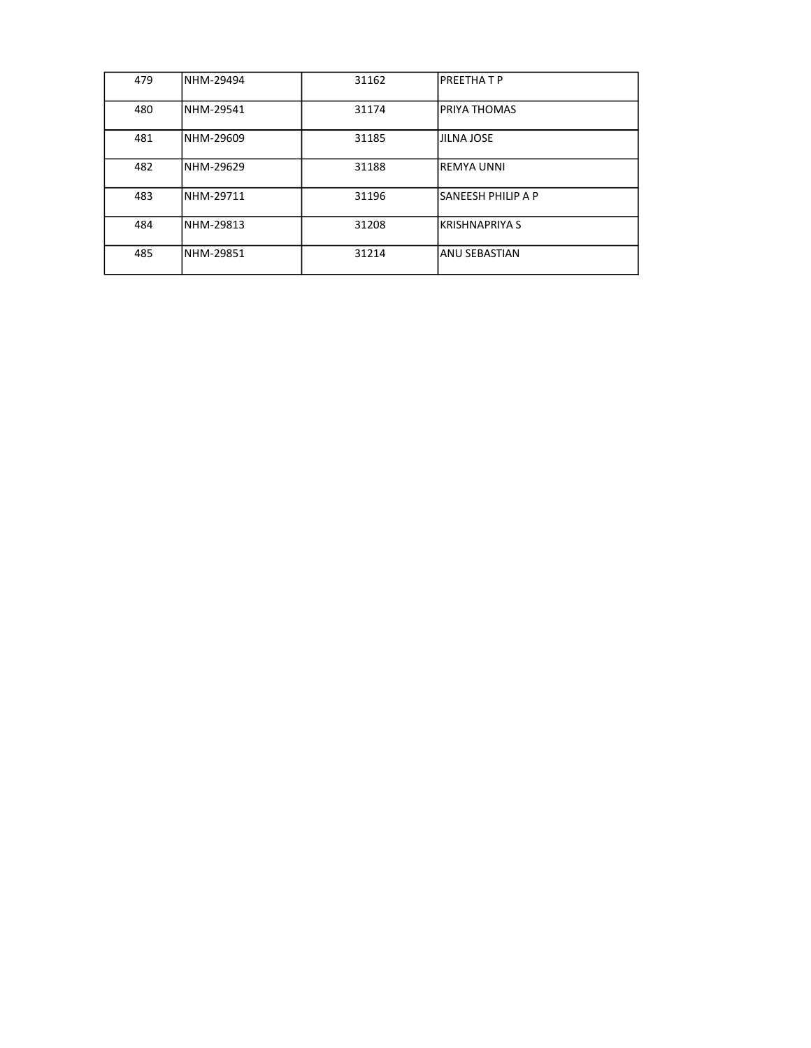| | | | |
|---|---|---|---|
| 479 | NHM-29494 | 31162 | PREETHA T P |
| 480 | NHM-29541 | 31174 | PRIYA THOMAS |
| 481 | NHM-29609 | 31185 | JILNA JOSE |
| 482 | NHM-29629 | 31188 | REMYA UNNI |
| 483 | NHM-29711 | 31196 | SANEESH PHILIP A P |
| 484 | NHM-29813 | 31208 | KRISHNAPRIYA S |
| 485 | NHM-29851 | 31214 | ANU SEBASTIAN |